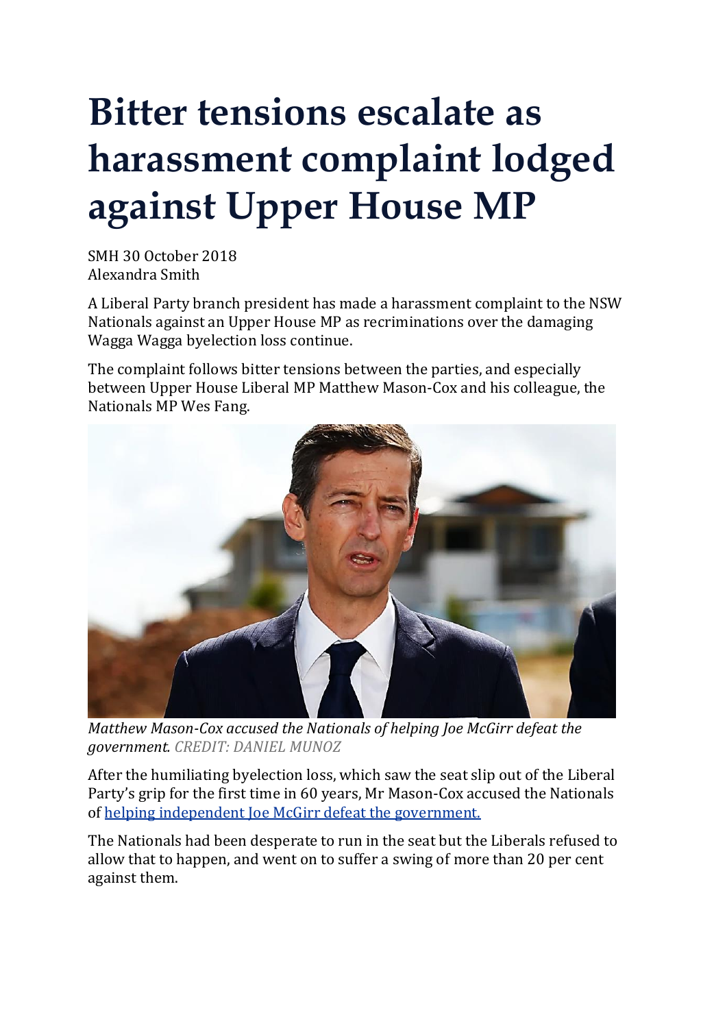# Bitter tensions escalate as harassment complaint lodged against Upper House MP

SMH 30 October 2018
Alexandra Smith

A Liberal Party branch president has made a harassment complaint to the NSW Nationals against an Upper House MP as recriminations over the damaging Wagga Wagga byelection loss continue.

The complaint follows bitter tensions between the parties, and especially between Upper House Liberal MP Matthew Mason-Cox and his colleague, the Nationals MP Wes Fang.

*Matthew Mason-Cox accused the Nationals of helping Joe McGirr defeat the government.* CREDIT: DANIEL MUNOZ

After the humiliating byelection loss, which saw the seat slip out of the Liberal Party's grip for the first time in 60 years, Mr Mason-Cox accused the Nationals of [helping independent Joe McGirr defeat the government.]

The Nationals had been desperate to run in the seat but the Liberals refused to allow that to happen, and went on to suffer a swing of more than 20 per cent against them.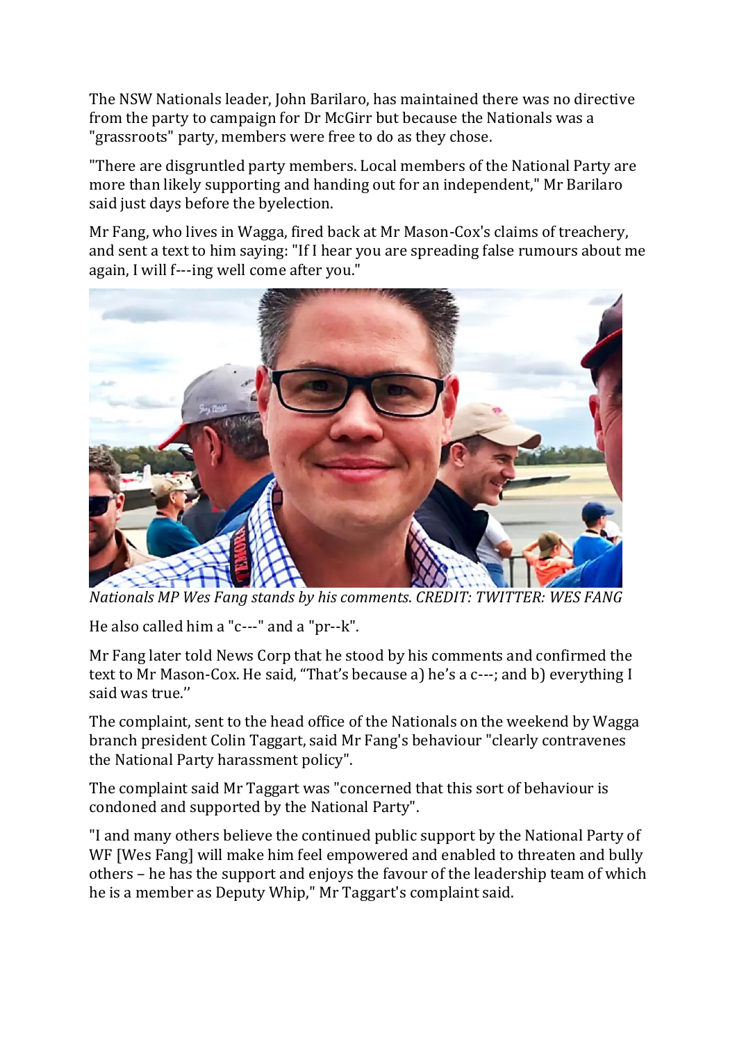The NSW Nationals leader, John Barilaro, has maintained there was no directive from the party to campaign for Dr McGirr but because the Nationals was a "grassroots" party, members were free to do as they chose.

"There are disgruntled party members. Local members of the National Party are more than likely supporting and handing out for an independent," Mr Barilaro said just days before the byelection.

Mr Fang, who lives in Wagga, fired back at Mr Mason-Cox's claims of treachery, and sent a text to him saying: "If I hear you are spreading false rumours about me again, I will f---ing well come after you."

*Nationals MP Wes Fang stands by his comments. CREDIT: TWITTER: WES FANG*

He also called him a "c---" and a "pr--k".

Mr Fang later told News Corp that he stood by his comments and confirmed the text to Mr Mason-Cox. He said, "That's because a) he's a c---; and b) everything I said was true.''

The complaint, sent to the head office of the Nationals on the weekend by Wagga branch president Colin Taggart, said Mr Fang's behaviour "clearly contravenes the National Party harassment policy".

The complaint said Mr Taggart was "concerned that this sort of behaviour is condoned and supported by the National Party".

"I and many others believe the continued public support by the National Party of WF [Wes Fang] will make him feel empowered and enabled to threaten and bully others – he has the support and enjoys the favour of the leadership team of which he is a member as Deputy Whip," Mr Taggart's complaint said.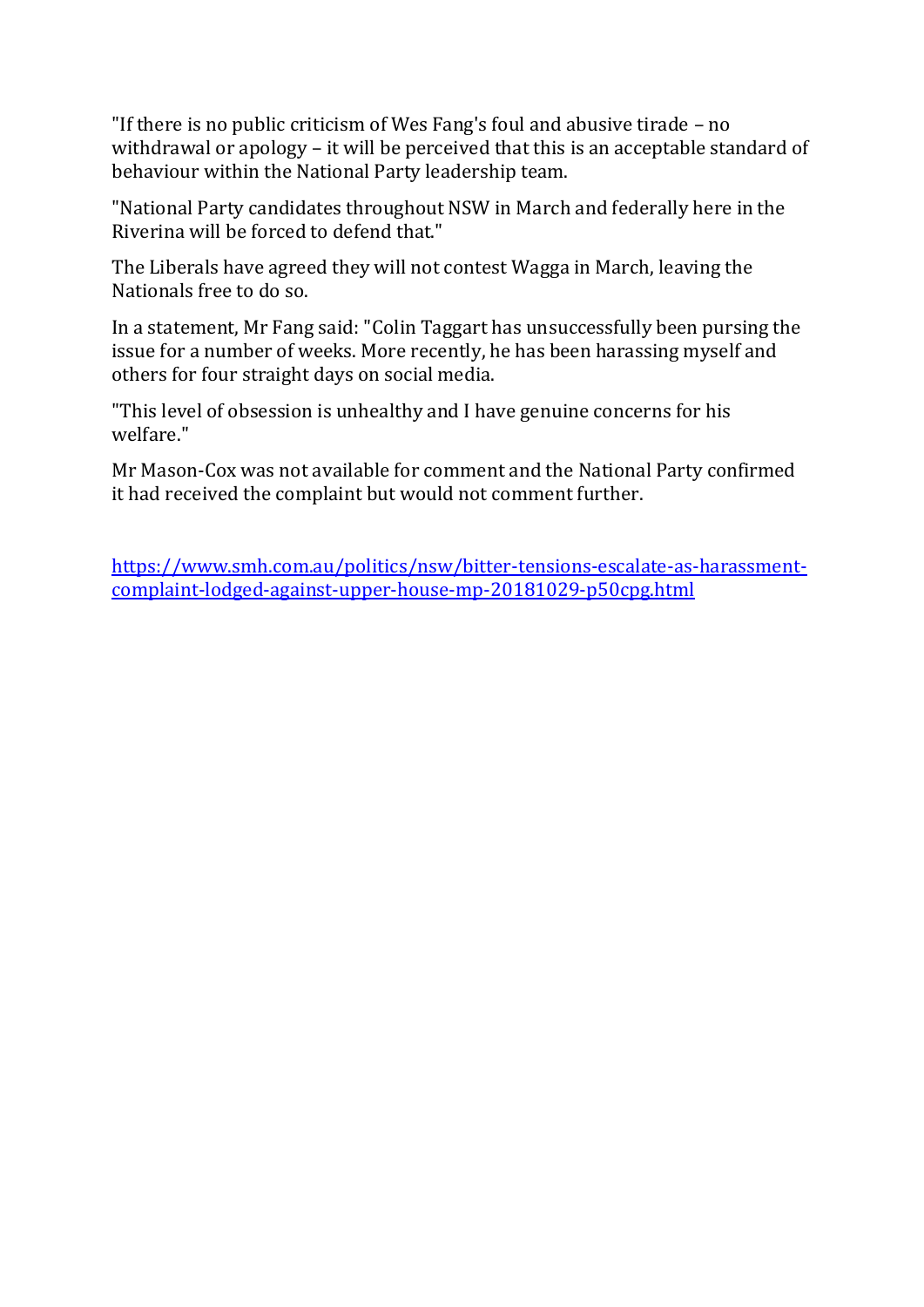"If there is no public criticism of Wes Fang's foul and abusive tirade – no withdrawal or apology – it will be perceived that this is an acceptable standard of behaviour within the National Party leadership team.

"National Party candidates throughout NSW in March and federally here in the Riverina will be forced to defend that."

The Liberals have agreed they will not contest Wagga in March, leaving the Nationals free to do so.

In a statement, Mr Fang said: "Colin Taggart has unsuccessfully been pursing the issue for a number of weeks. More recently, he has been harassing myself and others for four straight days on social media.

"This level of obsession is unhealthy and I have genuine concerns for his welfare."

Mr Mason-Cox was not available for comment and the National Party confirmed it had received the complaint but would not comment further.

https://www.smh.com.au/politics/nsw/bitter-tensions-escalate-as-harassment-complaint-lodged-against-upper-house-mp-20181029-p50cpg.html